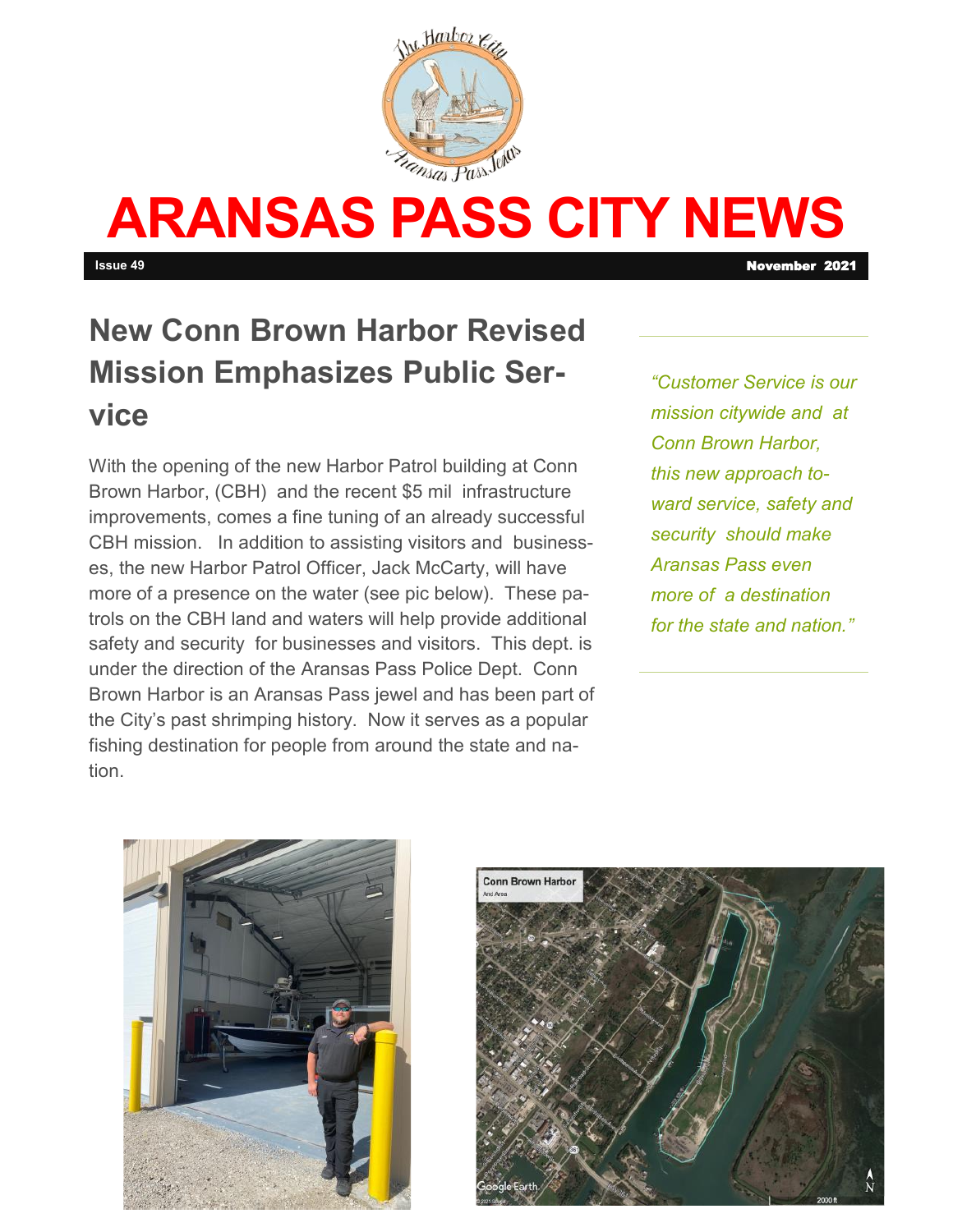# ARANSAS PASS CITY NEWS

**Issue 49** **November 2021**

## New Conn Brown Harbor Revised Mission Emphasizes Public Service

*"Customer Service is our mission citywide and at Conn Brown Harbor, this new approach toward service, safety and security should make Aransas Pass even more of a destination for the state and nation."*

With the opening of the new Harbor Patrol building at Conn Brown Harbor, (CBH) and the recent $5 mil infrastructure improvements, comes a fine tuning of an already successful CBH mission. In addition to assisting visitors and businesses, the new Harbor Patrol Officer, Jack McCarty, will have more of a presence on the water (see pic below). These patrols on the CBH land and waters will help provide additional safety and security for businesses and visitors. This dept. is under the direction of the Aransas Pass Police Dept. Conn Brown Harbor is an Aransas Pass jewel and has been part of the City's past shrimping history. Now it serves as a popular fishing destination for people from around the state and nation.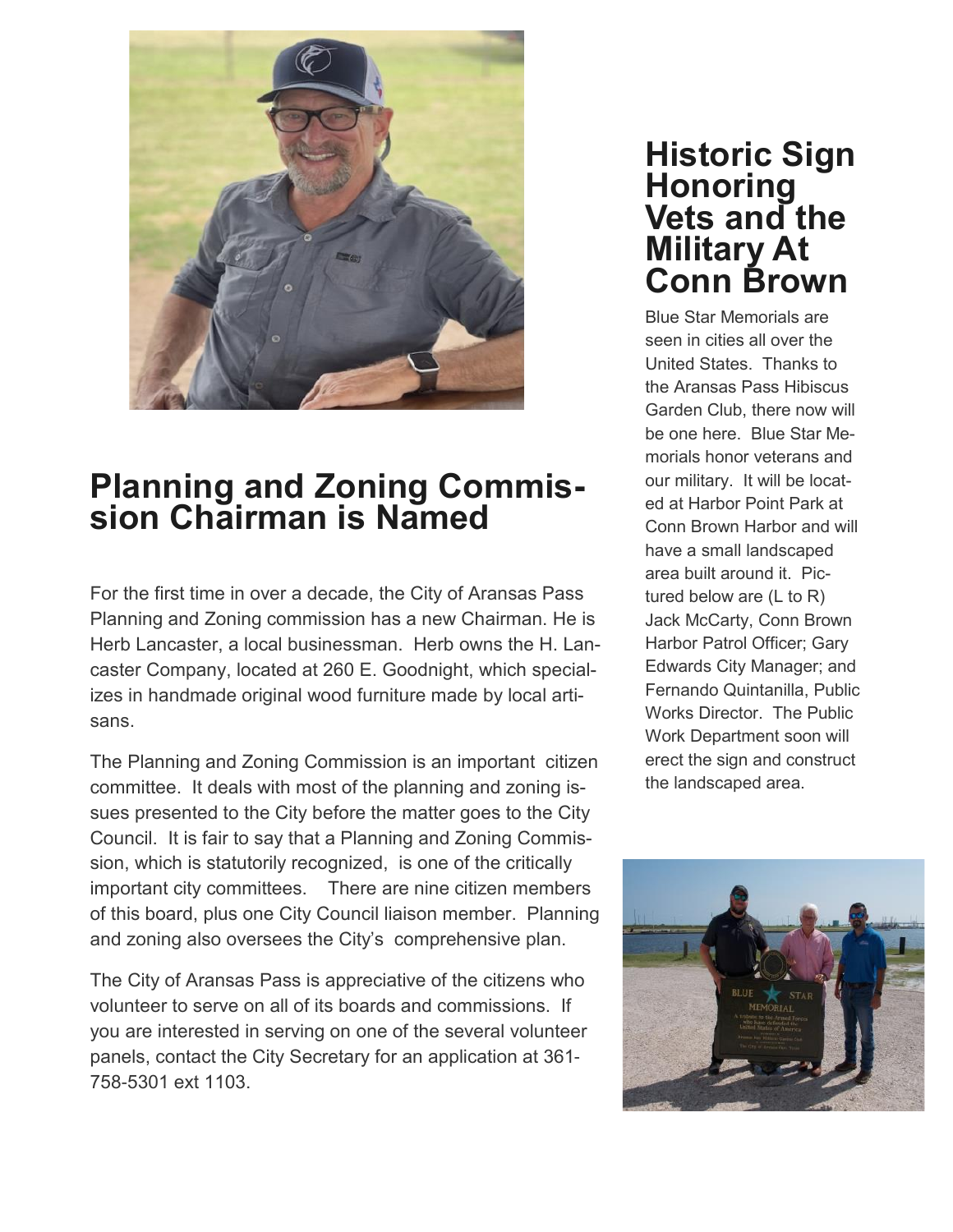## Planning and Zoning Commission Chairman is Named

For the first time in over a decade, the City of Aransas Pass Planning and Zoning commission has a new Chairman. He is Herb Lancaster, a local businessman. Herb owns the H. Lancaster Company, located at 260 E. Goodnight, which specializes in handmade original wood furniture made by local artisans.

The Planning and Zoning Commission is an important citizen committee. It deals with most of the planning and zoning issues presented to the City before the matter goes to the City Council. It is fair to say that a Planning and Zoning Commission, which is statutorily recognized, is one of the critically important city committees. There are nine citizen members of this board, plus one City Council liaison member. Planning and zoning also oversees the City's comprehensive plan.

The City of Aransas Pass is appreciative of the citizens who volunteer to serve on all of its boards and commissions. If you are interested in serving on one of the several volunteer panels, contact the City Secretary for an application at 361-758-5301 ext 1103.

## Historic Sign Honoring Vets and the Military At Conn Brown

Blue Star Memorials are seen in cities all over the United States. Thanks to the Aransas Pass Hibiscus Garden Club, there now will be one here. Blue Star Memorials honor veterans and our military. It will be located at Harbor Point Park at Conn Brown Harbor and will have a small landscaped area built around it. Pictured below are (L to R) Jack McCarty, Conn Brown Harbor Patrol Officer; Gary Edwards City Manager; and Fernando Quintanilla, Public Works Director. The Public Work Department soon will erect the sign and construct the landscaped area.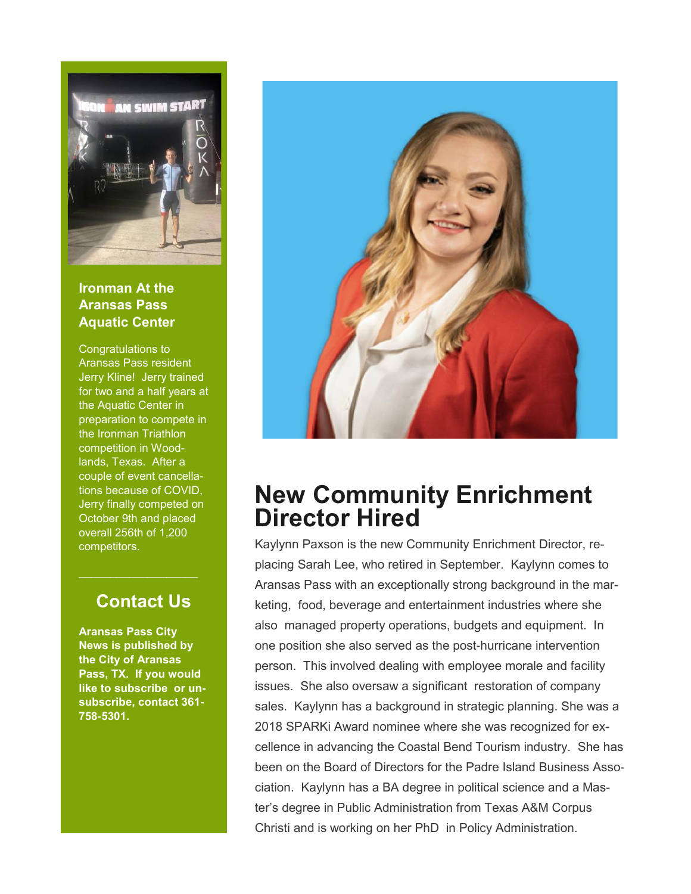## Ironman At the Aransas Pass Aquatic Center

Congratulations to Aransas Pass resident Jerry Kline! Jerry trained for two and a half years at the Aquatic Center in preparation to compete in the Ironman Triathlon competition in Woodlands, Texas. After a couple of event cancellations because of COVID, Jerry finally competed on October 9th and placed overall 256th of 1,200 competitors.

---

## Contact Us

**Aransas Pass City News is published by the City of Aransas Pass, TX. If you would like to subscribe or unsubscribe, contact 361-758-5301.**

# New Community Enrichment Director Hired

Kaylynn Paxson is the new Community Enrichment Director, replacing Sarah Lee, who retired in September. Kaylynn comes to Aransas Pass with an exceptionally strong background in the marketing, food, beverage and entertainment industries where she also managed property operations, budgets and equipment. In one position she also served as the post-hurricane intervention person. This involved dealing with employee morale and facility issues. She also oversaw a significant restoration of company sales. Kaylynn has a background in strategic planning. She was a 2018 SPARKi Award nominee where she was recognized for excellence in advancing the Coastal Bend Tourism industry. She has been on the Board of Directors for the Padre Island Business Association. Kaylynn has a BA degree in political science and a Master's degree in Public Administration from Texas A&M Corpus Christi and is working on her PhD in Policy Administration.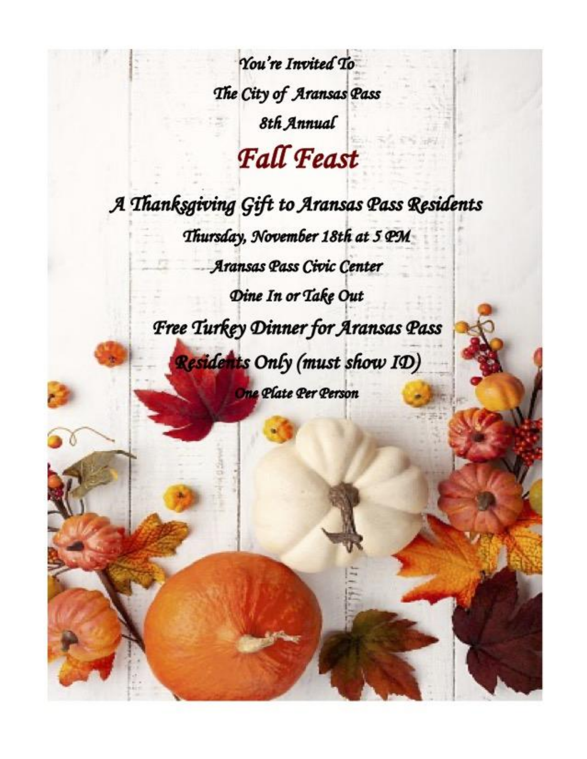You're Invited To

The City of Aransas Pass

8th Annual

# Fall Feast

## A Thanksgiving Gift to Aransas Pass Residents

Thursday, November 18th at 5 PM

Aransas Pass Civic Center

Dine In or Take Out

**Free Turkey Dinner for Aransas Pass Residents Only (must show ID)**

One Plate Per Person